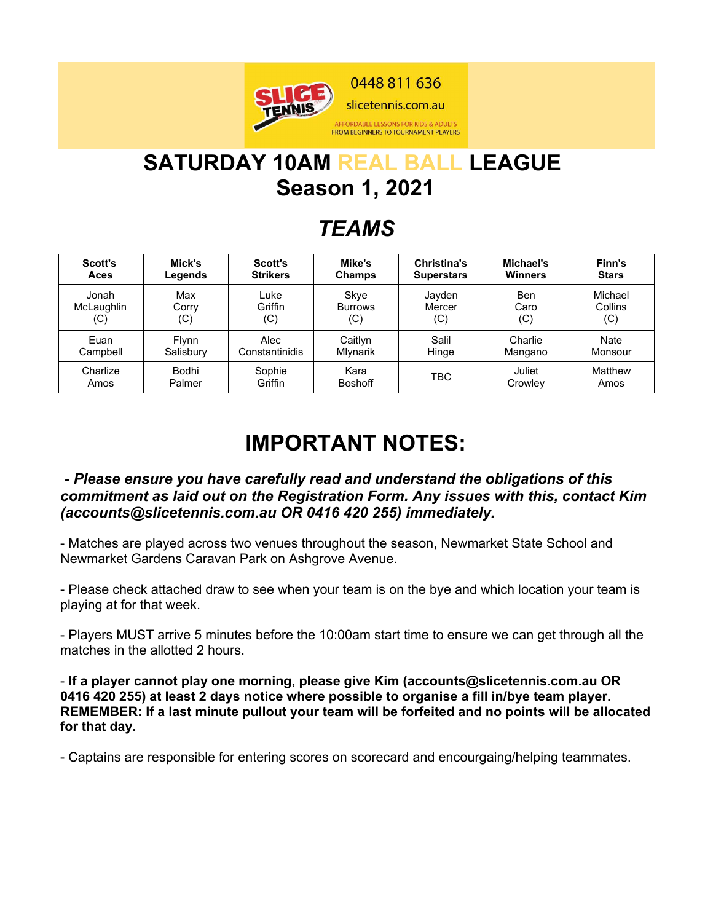0448 811 636

slicetennis.com.au

AFFORDABLE LESSONS FOR KIDS & ADULTS
FROM BEGINNERS TO TOURNAMENT PLAYERS

# SATURDAY 10AM REAL BALL LEAGUE
# Season 1, 2021

## *TEAMS*

| Scott's Aces | Mick's Legends | Scott's Strikers | Mike's Champs | Christina's Superstars | Michael's Winners | Finn's Stars |
|---|---|---|---|---|---|---|
| Jonah McLaughlin (C) | Max Corry (C) | Luke Griffin (C) | Skye Burrows (C) | Jayden Mercer (C) | Ben Caro (C) | Michael Collins (C) |
| Euan Campbell | Flynn Salisbury | Alec Constantinidis | Caitlyn Mlynarik | Salil Hinge | Charlie Mangano | Nate Monsour |
| Charlize Amos | Bodhi Palmer | Sophie Griffin | Kara Boshoff | TBC | Juliet Crowley | Matthew Amos |

# IMPORTANT NOTES:

***- Please ensure you have carefully read and understand the obligations of this commitment as laid out on the Registration Form. Any issues with this, contact Kim (accounts@slicetennis.com.au OR 0416 420 255) immediately.***

- Matches are played across two venues throughout the season, Newmarket State School and Newmarket Gardens Caravan Park on Ashgrove Avenue.

- Please check attached draw to see when your team is on the bye and which location your team is playing at for that week.

- Players MUST arrive 5 minutes before the 10:00am start time to ensure we can get through all the matches in the allotted 2 hours.

- **If a player cannot play one morning, please give Kim (accounts@slicetennis.com.au OR 0416 420 255) at least 2 days notice where possible to organise a fill in/bye team player. REMEMBER: If a last minute pullout your team will be forfeited and no points will be allocated for that day.**

- Captains are responsible for entering scores on scorecard and encourgaing/helping teammates.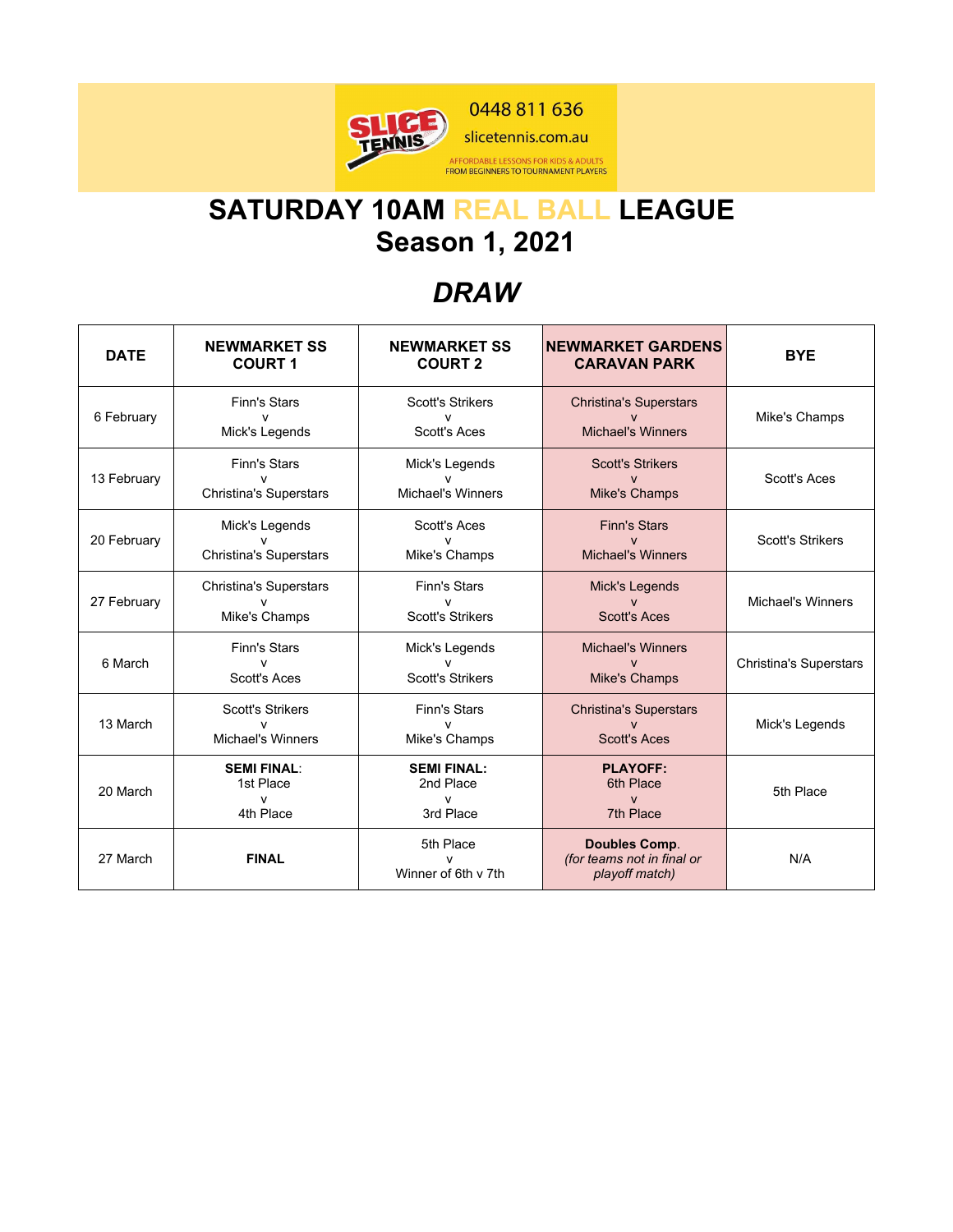0448 811 636

slicetennis.com.au

AFFORDABLE LESSONS FOR KIDS & ADULTS
FROM BEGINNERS TO TOURNAMENT PLAYERS

# SATURDAY 10AM REAL BALL LEAGUE
# Season 1, 2021

## *DRAW*

| DATE | NEWMARKET SS COURT 1 | NEWMARKET SS COURT 2 | NEWMARKET GARDENS CARAVAN PARK | BYE |
|---|---|---|---|---|
| 6 February | Finn's Stars v Mick's Legends | Scott's Strikers v Scott's Aces | Christina's Superstars v Michael's Winners | Mike's Champs |
| 13 February | Finn's Stars v Christina's Superstars | Mick's Legends v Michael's Winners | Scott's Strikers v Mike's Champs | Scott's Aces |
| 20 February | Mick's Legends v Christina's Superstars | Scott's Aces v Mike's Champs | Finn's Stars v Michael's Winners | Scott's Strikers |
| 27 February | Christina's Superstars v Mike's Champs | Finn's Stars v Scott's Strikers | Mick's Legends v Scott's Aces | Michael's Winners |
| 6 March | Finn's Stars v Scott's Aces | Mick's Legends v Scott's Strikers | Michael's Winners v Mike's Champs | Christina's Superstars |
| 13 March | Scott's Strikers v Michael's Winners | Finn's Stars v Mike's Champs | Christina's Superstars v Scott's Aces | Mick's Legends |
| 20 March | **SEMI FINAL**: 1st Place v 4th Place | **SEMI FINAL:** 2nd Place v 3rd Place | **PLAYOFF:** 6th Place v 7th Place | 5th Place |
| 27 March | **FINAL** | 5th Place v Winner of 6th v 7th | **Doubles Comp**. *(for teams not in final or playoff match)* | N/A |